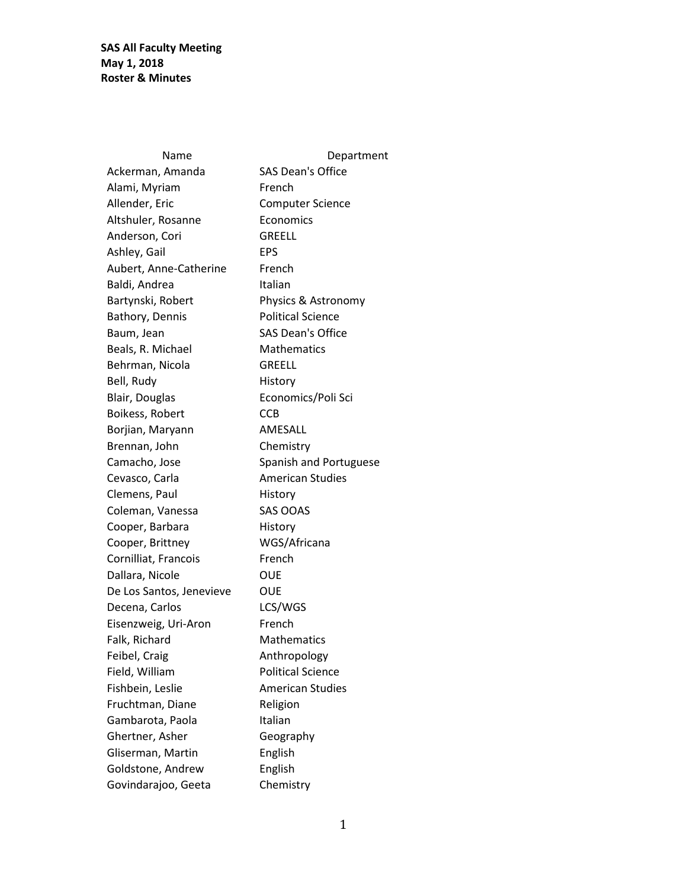**SAS All Faculty Meeting**
**May 1, 2018**
**Roster & Minutes**

| Name | Department |
| --- | --- |
| Ackerman, Amanda | SAS Dean's Office |
| Alami, Myriam | French |
| Allender, Eric | Computer Science |
| Altshuler, Rosanne | Economics |
| Anderson, Cori | GREELL |
| Ashley, Gail | EPS |
| Aubert, Anne-Catherine | French |
| Baldi, Andrea | Italian |
| Bartynski, Robert | Physics & Astronomy |
| Bathory, Dennis | Political Science |
| Baum, Jean | SAS Dean's Office |
| Beals, R. Michael | Mathematics |
| Behrman, Nicola | GREELL |
| Bell, Rudy | History |
| Blair, Douglas | Economics/Poli Sci |
| Boikess, Robert | CCB |
| Borjian, Maryann | AMESALL |
| Brennan, John | Chemistry |
| Camacho, Jose | Spanish and Portuguese |
| Cevasco, Carla | American Studies |
| Clemens, Paul | History |
| Coleman, Vanessa | SAS OOAS |
| Cooper, Barbara | History |
| Cooper, Brittney | WGS/Africana |
| Cornilliat, Francois | French |
| Dallara, Nicole | OUE |
| De Los Santos, Jenevieve | OUE |
| Decena, Carlos | LCS/WGS |
| Eisenzweig, Uri-Aron | French |
| Falk, Richard | Mathematics |
| Feibel, Craig | Anthropology |
| Field, William | Political Science |
| Fishbein, Leslie | American Studies |
| Fruchtman, Diane | Religion |
| Gambarota, Paola | Italian |
| Ghertner, Asher | Geography |
| Gliserman, Martin | English |
| Goldstone, Andrew | English |
| Govindarajoo, Geeta | Chemistry |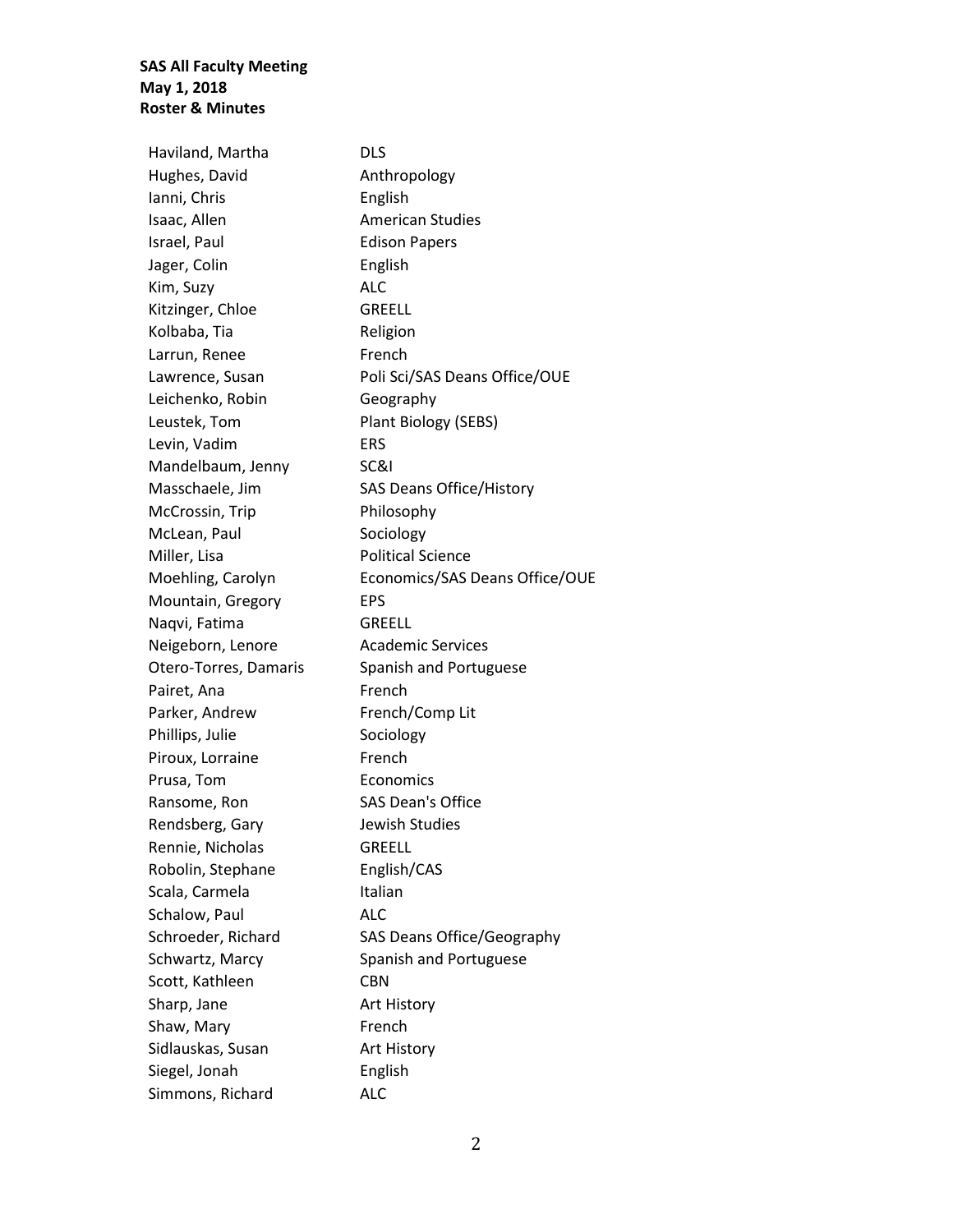**SAS All Faculty Meeting**
**May 1, 2018**
**Roster & Minutes**

| | |
|---|---|
| Haviland, Martha | DLS |
| Hughes, David | Anthropology |
| Ianni, Chris | English |
| Isaac, Allen | American Studies |
| Israel, Paul | Edison Papers |
| Jager, Colin | English |
| Kim, Suzy | ALC |
| Kitzinger, Chloe | GREELL |
| Kolbaba, Tia | Religion |
| Larrun, Renee | French |
| Lawrence, Susan | Poli Sci/SAS Deans Office/OUE |
| Leichenko, Robin | Geography |
| Leustek, Tom | Plant Biology (SEBS) |
| Levin, Vadim | ERS |
| Mandelbaum, Jenny | SC&I |
| Masschaele, Jim | SAS Deans Office/History |
| McCrossin, Trip | Philosophy |
| McLean, Paul | Sociology |
| Miller, Lisa | Political Science |
| Moehling, Carolyn | Economics/SAS Deans Office/OUE |
| Mountain, Gregory | EPS |
| Naqvi, Fatima | GREELL |
| Neigeborn, Lenore | Academic Services |
| Otero-Torres, Damaris | Spanish and Portuguese |
| Pairet, Ana | French |
| Parker, Andrew | French/Comp Lit |
| Phillips, Julie | Sociology |
| Piroux, Lorraine | French |
| Prusa, Tom | Economics |
| Ransome, Ron | SAS Dean's Office |
| Rendsberg, Gary | Jewish Studies |
| Rennie, Nicholas | GREELL |
| Robolin, Stephane | English/CAS |
| Scala, Carmela | Italian |
| Schalow, Paul | ALC |
| Schroeder, Richard | SAS Deans Office/Geography |
| Schwartz, Marcy | Spanish and Portuguese |
| Scott, Kathleen | CBN |
| Sharp, Jane | Art History |
| Shaw, Mary | French |
| Sidlauskas, Susan | Art History |
| Siegel, Jonah | English |
| Simmons, Richard | ALC |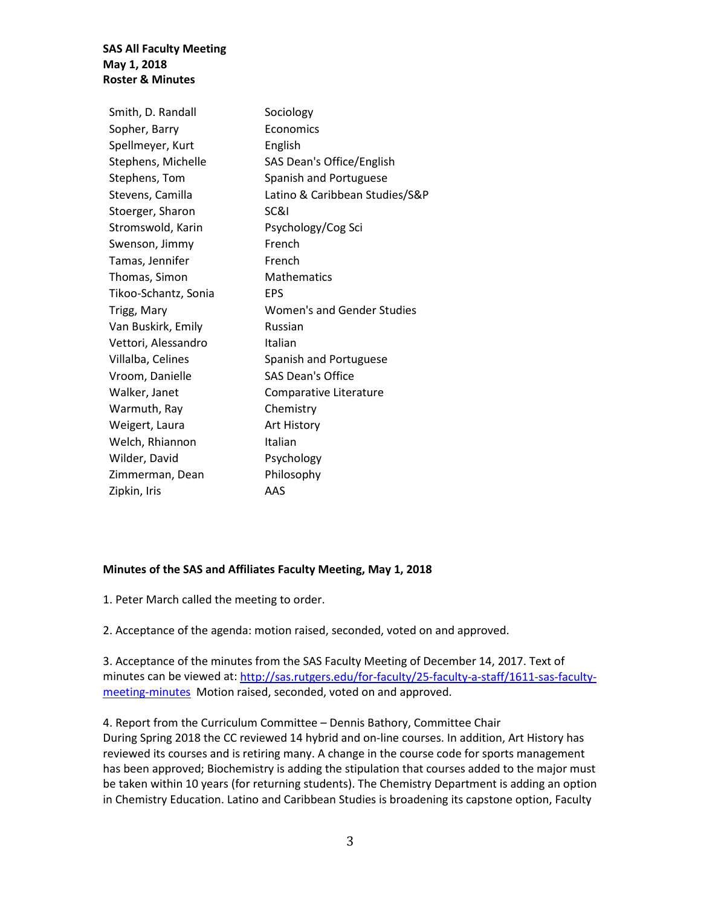**SAS All Faculty Meeting**
**May 1, 2018**
**Roster & Minutes**

| | |
|---|---|
| Smith, D. Randall | Sociology |
| Sopher, Barry | Economics |
| Spellmeyer, Kurt | English |
| Stephens, Michelle | SAS Dean's Office/English |
| Stephens, Tom | Spanish and Portuguese |
| Stevens, Camilla | Latino & Caribbean Studies/S&P |
| Stoerger, Sharon | SC&I |
| Stromswold, Karin | Psychology/Cog Sci |
| Swenson, Jimmy | French |
| Tamas, Jennifer | French |
| Thomas, Simon | Mathematics |
| Tikoo-Schantz, Sonia | EPS |
| Trigg, Mary | Women's and Gender Studies |
| Van Buskirk, Emily | Russian |
| Vettori, Alessandro | Italian |
| Villalba, Celines | Spanish and Portuguese |
| Vroom, Danielle | SAS Dean's Office |
| Walker, Janet | Comparative Literature |
| Warmuth, Ray | Chemistry |
| Weigert, Laura | Art History |
| Welch, Rhiannon | Italian |
| Wilder, David | Psychology |
| Zimmerman, Dean | Philosophy |
| Zipkin, Iris | AAS |

**Minutes of the SAS and Affiliates Faculty Meeting, May 1, 2018**

1. Peter March called the meeting to order.

2. Acceptance of the agenda: motion raised, seconded, voted on and approved.

3. Acceptance of the minutes from the SAS Faculty Meeting of December 14, 2017. Text of minutes can be viewed at: [http://sas.rutgers.edu/for-faculty/25-faculty-a-staff/1611-sas-faculty-meeting-minutes](http://sas.rutgers.edu/for-faculty/25-faculty-a-staff/1611-sas-faculty-meeting-minutes) Motion raised, seconded, voted on and approved.

4. Report from the Curriculum Committee – Dennis Bathory, Committee Chair
During Spring 2018 the CC reviewed 14 hybrid and on-line courses. In addition, Art History has reviewed its courses and is retiring many. A change in the course code for sports management has been approved; Biochemistry is adding the stipulation that courses added to the major must be taken within 10 years (for returning students). The Chemistry Department is adding an option in Chemistry Education. Latino and Caribbean Studies is broadening its capstone option, Faculty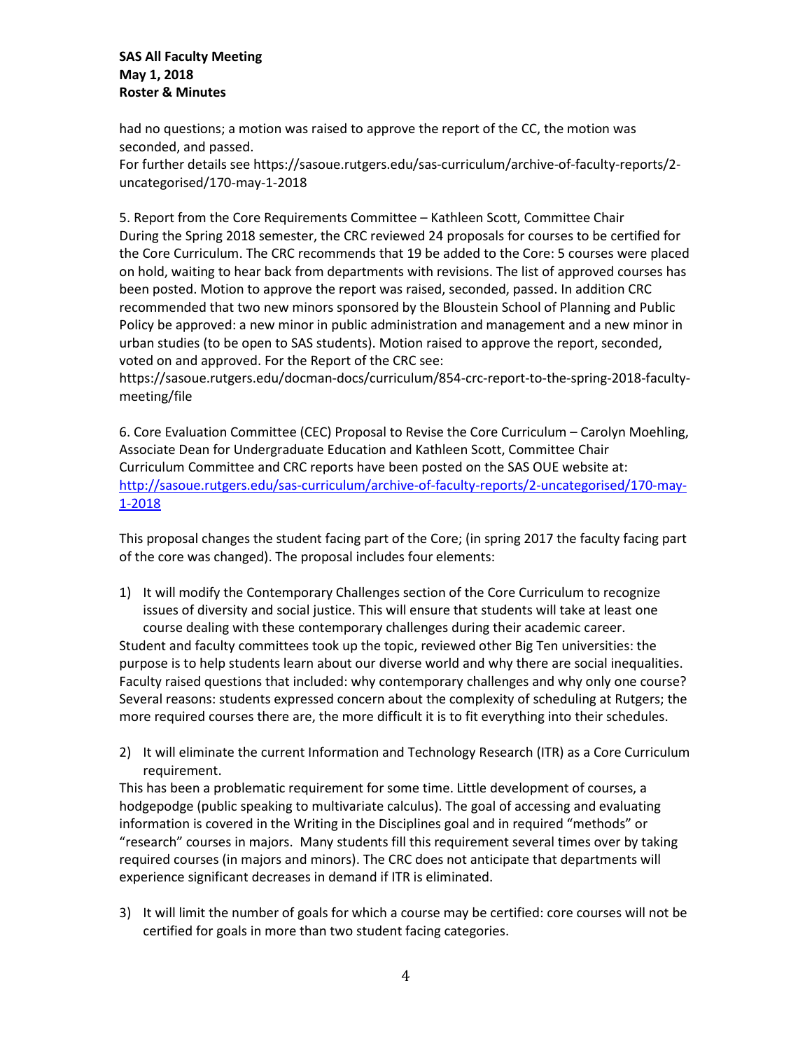had no questions; a motion was raised to approve the report of the CC, the motion was seconded, and passed.
For further details see https://sasoue.rutgers.edu/sas-curriculum/archive-of-faculty-reports/2-uncategorised/170-may-1-2018

5. Report from the Core Requirements Committee – Kathleen Scott, Committee Chair
During the Spring 2018 semester, the CRC reviewed 24 proposals for courses to be certified for the Core Curriculum. The CRC recommends that 19 be added to the Core: 5 courses were placed on hold, waiting to hear back from departments with revisions. The list of approved courses has been posted. Motion to approve the report was raised, seconded, passed. In addition CRC recommended that two new minors sponsored by the Bloustein School of Planning and Public Policy be approved: a new minor in public administration and management and a new minor in urban studies (to be open to SAS students). Motion raised to approve the report, seconded, voted on and approved. For the Report of the CRC see:
https://sasoue.rutgers.edu/docman-docs/curriculum/854-crc-report-to-the-spring-2018-faculty-meeting/file

6. Core Evaluation Committee (CEC) Proposal to Revise the Core Curriculum – Carolyn Moehling, Associate Dean for Undergraduate Education and Kathleen Scott, Committee Chair
Curriculum Committee and CRC reports have been posted on the SAS OUE website at:
[http://sasoue.rutgers.edu/sas-curriculum/archive-of-faculty-reports/2-uncategorised/170-may-1-2018](http://sasoue.rutgers.edu/sas-curriculum/archive-of-faculty-reports/2-uncategorised/170-may-1-2018)

This proposal changes the student facing part of the Core; (in spring 2017 the faculty facing part of the core was changed). The proposal includes four elements:

1) It will modify the Contemporary Challenges section of the Core Curriculum to recognize issues of diversity and social justice. This will ensure that students will take at least one course dealing with these contemporary challenges during their academic career.

Student and faculty committees took up the topic, reviewed other Big Ten universities: the purpose is to help students learn about our diverse world and why there are social inequalities. Faculty raised questions that included: why contemporary challenges and why only one course? Several reasons: students expressed concern about the complexity of scheduling at Rutgers; the more required courses there are, the more difficult it is to fit everything into their schedules.

2) It will eliminate the current Information and Technology Research (ITR) as a Core Curriculum requirement.

This has been a problematic requirement for some time. Little development of courses, a hodgepodge (public speaking to multivariate calculus). The goal of accessing and evaluating information is covered in the Writing in the Disciplines goal and in required "methods" or "research" courses in majors. Many students fill this requirement several times over by taking required courses (in majors and minors). The CRC does not anticipate that departments will experience significant decreases in demand if ITR is eliminated.

3) It will limit the number of goals for which a course may be certified: core courses will not be certified for goals in more than two student facing categories.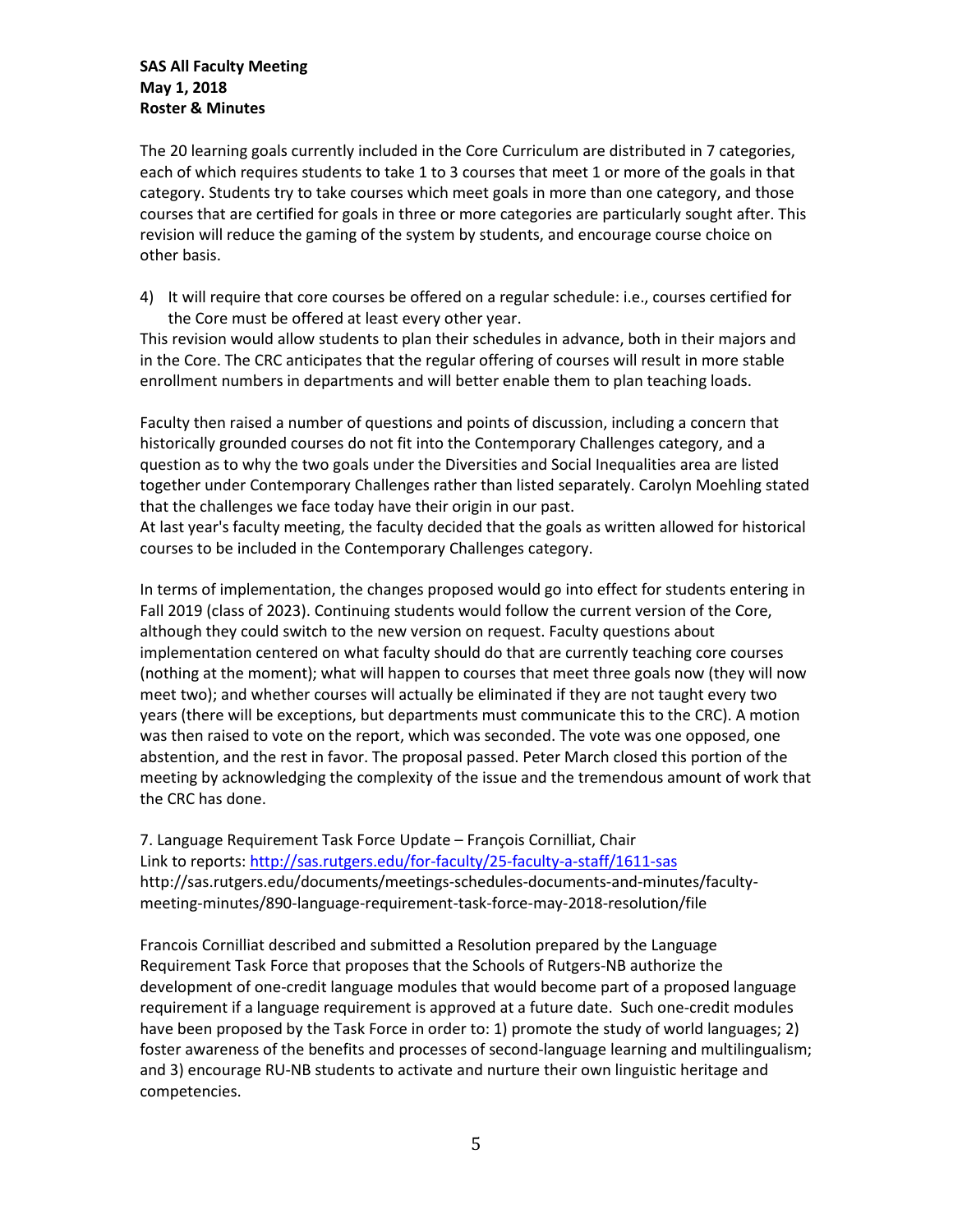**SAS All Faculty Meeting**
**May 1, 2018**
**Roster & Minutes**

The 20 learning goals currently included in the Core Curriculum are distributed in 7 categories, each of which requires students to take 1 to 3 courses that meet 1 or more of the goals in that category. Students try to take courses which meet goals in more than one category, and those courses that are certified for goals in three or more categories are particularly sought after. This revision will reduce the gaming of the system by students, and encourage course choice on other basis.

4) It will require that core courses be offered on a regular schedule: i.e., courses certified for the Core must be offered at least every other year.

This revision would allow students to plan their schedules in advance, both in their majors and in the Core. The CRC anticipates that the regular offering of courses will result in more stable enrollment numbers in departments and will better enable them to plan teaching loads.

Faculty then raised a number of questions and points of discussion, including a concern that historically grounded courses do not fit into the Contemporary Challenges category, and a question as to why the two goals under the Diversities and Social Inequalities area are listed together under Contemporary Challenges rather than listed separately. Carolyn Moehling stated that the challenges we face today have their origin in our past.
At last year's faculty meeting, the faculty decided that the goals as written allowed for historical courses to be included in the Contemporary Challenges category.

In terms of implementation, the changes proposed would go into effect for students entering in Fall 2019 (class of 2023). Continuing students would follow the current version of the Core, although they could switch to the new version on request. Faculty questions about implementation centered on what faculty should do that are currently teaching core courses (nothing at the moment); what will happen to courses that meet three goals now (they will now meet two); and whether courses will actually be eliminated if they are not taught every two years (there will be exceptions, but departments must communicate this to the CRC). A motion was then raised to vote on the report, which was seconded. The vote was one opposed, one abstention, and the rest in favor. The proposal passed. Peter March closed this portion of the meeting by acknowledging the complexity of the issue and the tremendous amount of work that the CRC has done.

7. Language Requirement Task Force Update – François Cornilliat, Chair
Link to reports: http://sas.rutgers.edu/for-faculty/25-faculty-a-staff/1611-sas
http://sas.rutgers.edu/documents/meetings-schedules-documents-and-minutes/faculty-meeting-minutes/890-language-requirement-task-force-may-2018-resolution/file

Francois Cornilliat described and submitted a Resolution prepared by the Language Requirement Task Force that proposes that the Schools of Rutgers-NB authorize the development of one-credit language modules that would become part of a proposed language requirement if a language requirement is approved at a future date. Such one-credit modules have been proposed by the Task Force in order to: 1) promote the study of world languages; 2) foster awareness of the benefits and processes of second-language learning and multilingualism; and 3) encourage RU-NB students to activate and nurture their own linguistic heritage and competencies.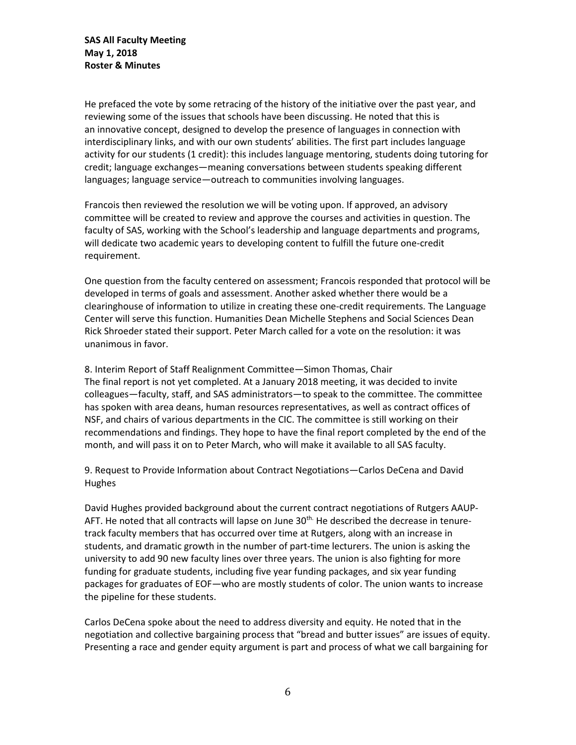He prefaced the vote by some retracing of the history of the initiative over the past year, and reviewing some of the issues that schools have been discussing. He noted that this is an innovative concept, designed to develop the presence of languages in connection with interdisciplinary links, and with our own students' abilities. The first part includes language activity for our students (1 credit): this includes language mentoring, students doing tutoring for credit; language exchanges—meaning conversations between students speaking different languages; language service—outreach to communities involving languages.

Francois then reviewed the resolution we will be voting upon. If approved, an advisory committee will be created to review and approve the courses and activities in question. The faculty of SAS, working with the School's leadership and language departments and programs, will dedicate two academic years to developing content to fulfill the future one-credit requirement.

One question from the faculty centered on assessment; Francois responded that protocol will be developed in terms of goals and assessment. Another asked whether there would be a clearinghouse of information to utilize in creating these one-credit requirements. The Language Center will serve this function. Humanities Dean Michelle Stephens and Social Sciences Dean Rick Shroeder stated their support. Peter March called for a vote on the resolution: it was unanimous in favor.

8. Interim Report of Staff Realignment Committee—Simon Thomas, Chair
The final report is not yet completed. At a January 2018 meeting, it was decided to invite colleagues—faculty, staff, and SAS administrators—to speak to the committee. The committee has spoken with area deans, human resources representatives, as well as contract offices of NSF, and chairs of various departments in the CIC. The committee is still working on their recommendations and findings. They hope to have the final report completed by the end of the month, and will pass it on to Peter March, who will make it available to all SAS faculty.

9. Request to Provide Information about Contract Negotiations—Carlos DeCena and David Hughes

David Hughes provided background about the current contract negotiations of Rutgers AAUP-AFT. He noted that all contracts will lapse on June 30th. He described the decrease in tenure-track faculty members that has occurred over time at Rutgers, along with an increase in students, and dramatic growth in the number of part-time lecturers. The union is asking the university to add 90 new faculty lines over three years. The union is also fighting for more funding for graduate students, including five year funding packages, and six year funding packages for graduates of EOF—who are mostly students of color. The union wants to increase the pipeline for these students.

Carlos DeCena spoke about the need to address diversity and equity. He noted that in the negotiation and collective bargaining process that "bread and butter issues" are issues of equity. Presenting a race and gender equity argument is part and process of what we call bargaining for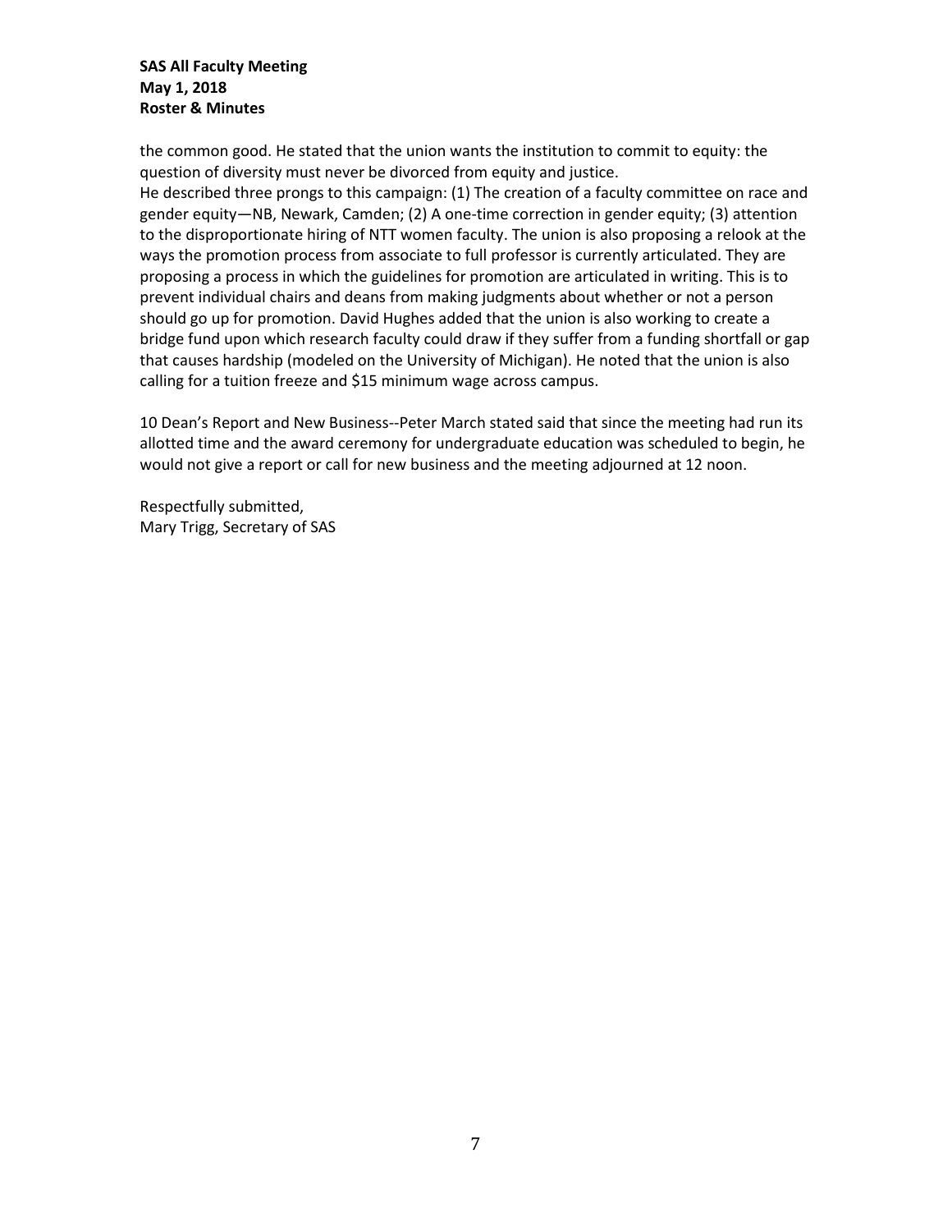the common good. He stated that the union wants the institution to commit to equity: the question of diversity must never be divorced from equity and justice.
He described three prongs to this campaign: (1) The creation of a faculty committee on race and gender equity—NB, Newark, Camden; (2) A one-time correction in gender equity; (3) attention to the disproportionate hiring of NTT women faculty. The union is also proposing a relook at the ways the promotion process from associate to full professor is currently articulated. They are proposing a process in which the guidelines for promotion are articulated in writing. This is to prevent individual chairs and deans from making judgments about whether or not a person should go up for promotion. David Hughes added that the union is also working to create a bridge fund upon which research faculty could draw if they suffer from a funding shortfall or gap that causes hardship (modeled on the University of Michigan). He noted that the union is also calling for a tuition freeze and $15 minimum wage across campus.

10 Dean's Report and New Business--Peter March stated said that since the meeting had run its allotted time and the award ceremony for undergraduate education was scheduled to begin, he would not give a report or call for new business and the meeting adjourned at 12 noon.

Respectfully submitted,
Mary Trigg, Secretary of SAS